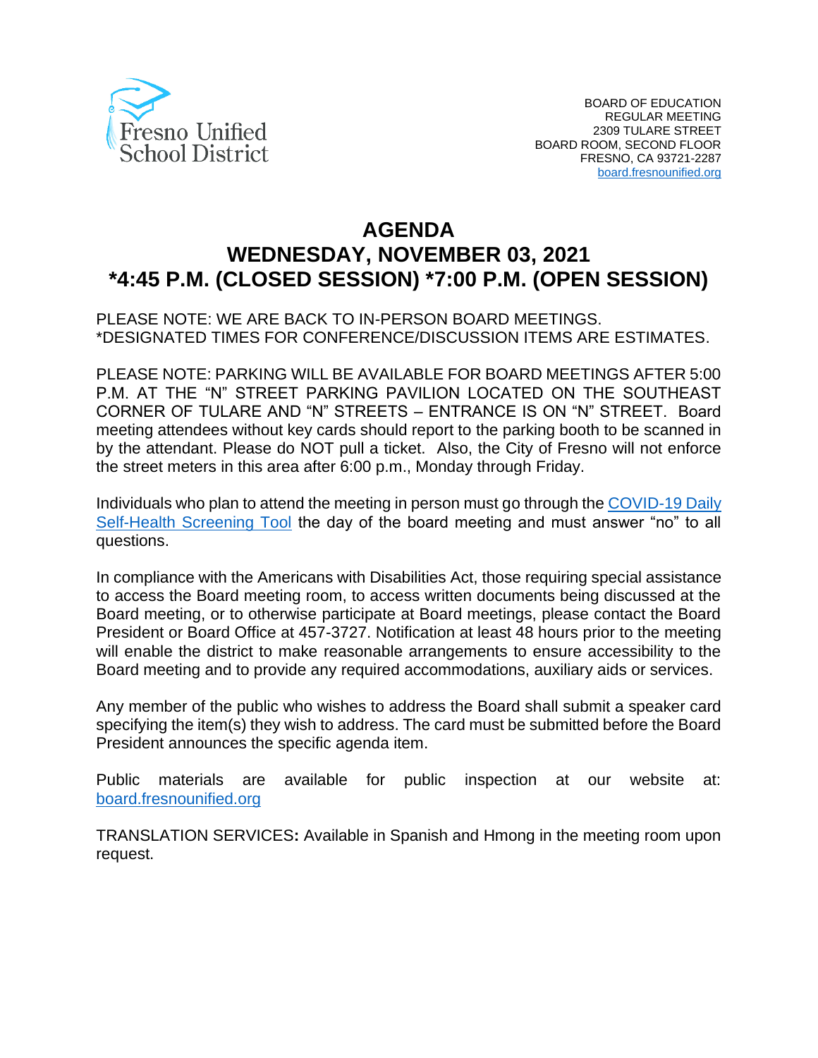Fresno Unified School District

BOARD OF EDUCATION
REGULAR MEETING
2309 TULARE STREET
BOARD ROOM, SECOND FLOOR
FRESNO, CA 93721-2287
board.fresnounified.org

# AGENDA
## WEDNESDAY, NOVEMBER 03, 2021
## *4:45 P.M. (CLOSED SESSION) *7:00 P.M. (OPEN SESSION)

PLEASE NOTE: WE ARE BACK TO IN-PERSON BOARD MEETINGS.
*DESIGNATED TIMES FOR CONFERENCE/DISCUSSION ITEMS ARE ESTIMATES.

PLEASE NOTE: PARKING WILL BE AVAILABLE FOR BOARD MEETINGS AFTER 5:00 P.M. AT THE "N" STREET PARKING PAVILION LOCATED ON THE SOUTHEAST CORNER OF TULARE AND "N" STREETS – ENTRANCE IS ON "N" STREET. Board meeting attendees without key cards should report to the parking booth to be scanned in by the attendant. Please do NOT pull a ticket. Also, the City of Fresno will not enforce the street meters in this area after 6:00 p.m., Monday through Friday.

Individuals who plan to attend the meeting in person must go through the COVID-19 Daily Self-Health Screening Tool the day of the board meeting and must answer "no" to all questions.

In compliance with the Americans with Disabilities Act, those requiring special assistance to access the Board meeting room, to access written documents being discussed at the Board meeting, or to otherwise participate at Board meetings, please contact the Board President or Board Office at 457-3727. Notification at least 48 hours prior to the meeting will enable the district to make reasonable arrangements to ensure accessibility to the Board meeting and to provide any required accommodations, auxiliary aids or services.

Any member of the public who wishes to address the Board shall submit a speaker card specifying the item(s) they wish to address. The card must be submitted before the Board President announces the specific agenda item.

Public materials are available for public inspection at our website at: board.fresnounified.org

TRANSLATION SERVICES**:** Available in Spanish and Hmong in the meeting room upon request.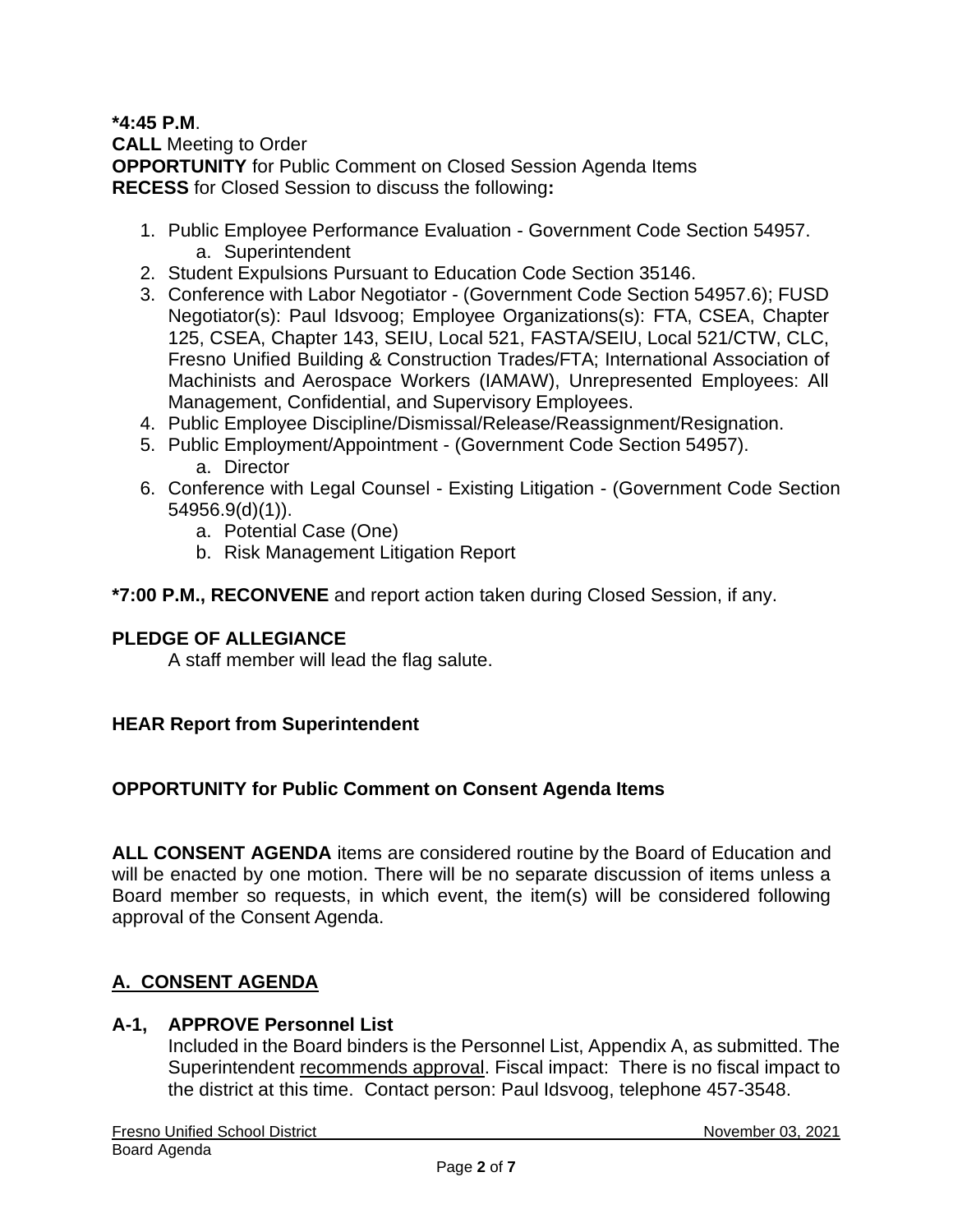**\*4:45 P.M**.
**CALL** Meeting to Order
**OPPORTUNITY** for Public Comment on Closed Session Agenda Items
**RECESS** for Closed Session to discuss the following**:**

1. Public Employee Performance Evaluation - Government Code Section 54957.
   a. Superintendent
2. Student Expulsions Pursuant to Education Code Section 35146.
3. Conference with Labor Negotiator - (Government Code Section 54957.6); FUSD Negotiator(s): Paul Idsvoog; Employee Organizations(s): FTA, CSEA, Chapter 125, CSEA, Chapter 143, SEIU, Local 521, FASTA/SEIU, Local 521/CTW, CLC, Fresno Unified Building & Construction Trades/FTA; International Association of Machinists and Aerospace Workers (IAMAW), Unrepresented Employees: All Management, Confidential, and Supervisory Employees.
4. Public Employee Discipline/Dismissal/Release/Reassignment/Resignation.
5. Public Employment/Appointment - (Government Code Section 54957).
   a. Director
6. Conference with Legal Counsel - Existing Litigation - (Government Code Section 54956.9(d)(1)).
   a. Potential Case (One)
   b. Risk Management Litigation Report

**\*7:00 P.M., RECONVENE** and report action taken during Closed Session, if any.

**PLEDGE OF ALLEGIANCE**
A staff member will lead the flag salute.

**HEAR Report from Superintendent**

**OPPORTUNITY for Public Comment on Consent Agenda Items**

**ALL CONSENT AGENDA** items are considered routine by the Board of Education and will be enacted by one motion. There will be no separate discussion of items unless a Board member so requests, in which event, the item(s) will be considered following approval of the Consent Agenda.

## A. CONSENT AGENDA

**A-1, APPROVE Personnel List**
Included in the Board binders is the Personnel List, Appendix A, as submitted. The Superintendent recommends approval. Fiscal impact: There is no fiscal impact to the district at this time. Contact person: Paul Idsvoog, telephone 457-3548.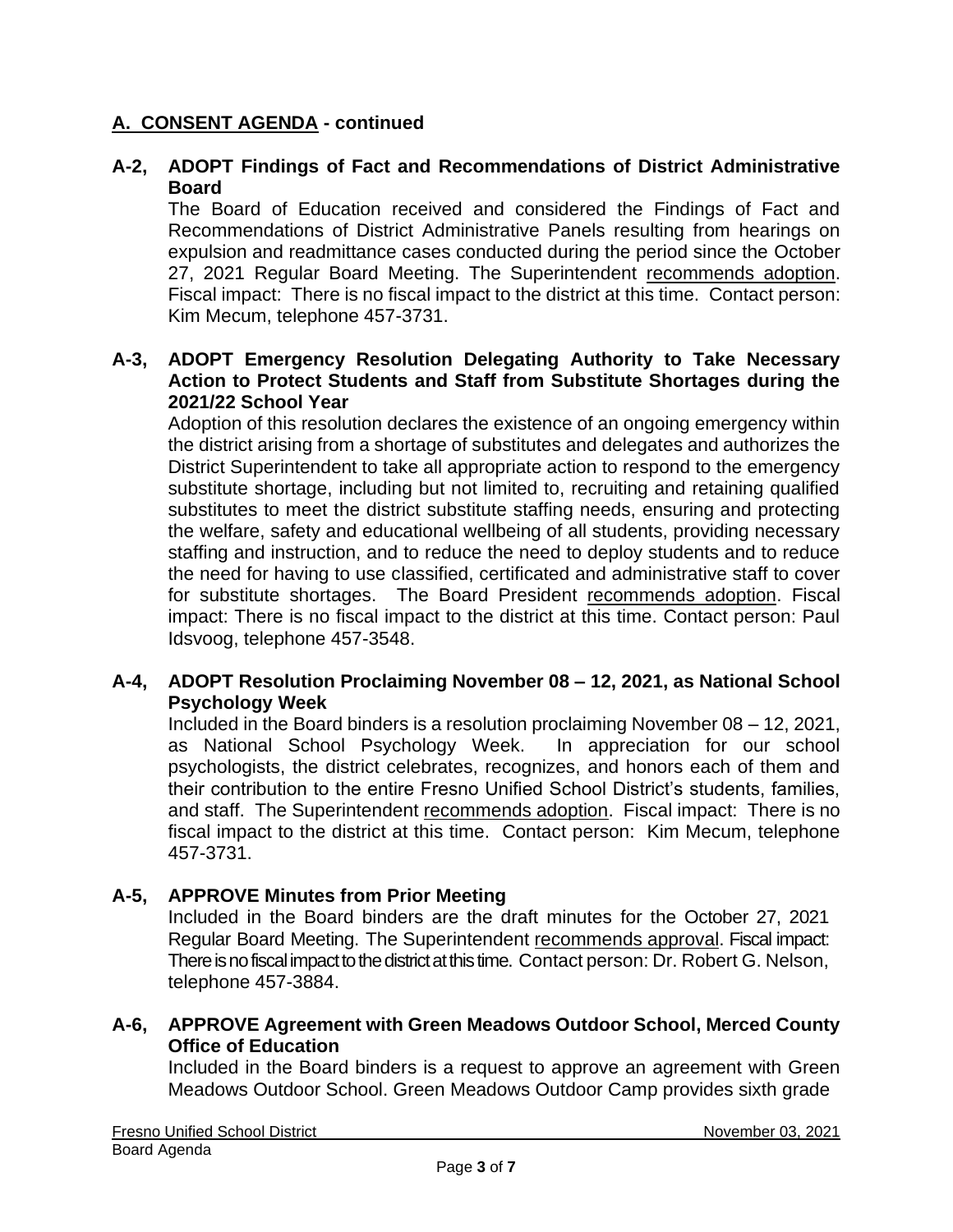## A. CONSENT AGENDA - continued

**A-2, ADOPT Findings of Fact and Recommendations of District Administrative Board**

The Board of Education received and considered the Findings of Fact and Recommendations of District Administrative Panels resulting from hearings on expulsion and readmittance cases conducted during the period since the October 27, 2021 Regular Board Meeting. The Superintendent recommends adoption. Fiscal impact: There is no fiscal impact to the district at this time. Contact person: Kim Mecum, telephone 457-3731.

**A-3, ADOPT Emergency Resolution Delegating Authority to Take Necessary Action to Protect Students and Staff from Substitute Shortages during the 2021/22 School Year**

Adoption of this resolution declares the existence of an ongoing emergency within the district arising from a shortage of substitutes and delegates and authorizes the District Superintendent to take all appropriate action to respond to the emergency substitute shortage, including but not limited to, recruiting and retaining qualified substitutes to meet the district substitute staffing needs, ensuring and protecting the welfare, safety and educational wellbeing of all students, providing necessary staffing and instruction, and to reduce the need to deploy students and to reduce the need for having to use classified, certificated and administrative staff to cover for substitute shortages. The Board President recommends adoption. Fiscal impact: There is no fiscal impact to the district at this time. Contact person: Paul Idsvoog, telephone 457-3548.

**A-4, ADOPT Resolution Proclaiming November 08 – 12, 2021, as National School Psychology Week**

Included in the Board binders is a resolution proclaiming November 08 – 12, 2021, as National School Psychology Week. In appreciation for our school psychologists, the district celebrates, recognizes, and honors each of them and their contribution to the entire Fresno Unified School District's students, families, and staff. The Superintendent recommends adoption. Fiscal impact: There is no fiscal impact to the district at this time. Contact person: Kim Mecum, telephone 457-3731.

**A-5, APPROVE Minutes from Prior Meeting**

Included in the Board binders are the draft minutes for the October 27, 2021 Regular Board Meeting. The Superintendent recommends approval. Fiscal impact: There is no fiscal impact to the district at this time. Contact person: Dr. Robert G. Nelson, telephone 457-3884.

**A-6, APPROVE Agreement with Green Meadows Outdoor School, Merced County Office of Education**

Included in the Board binders is a request to approve an agreement with Green Meadows Outdoor School. Green Meadows Outdoor Camp provides sixth grade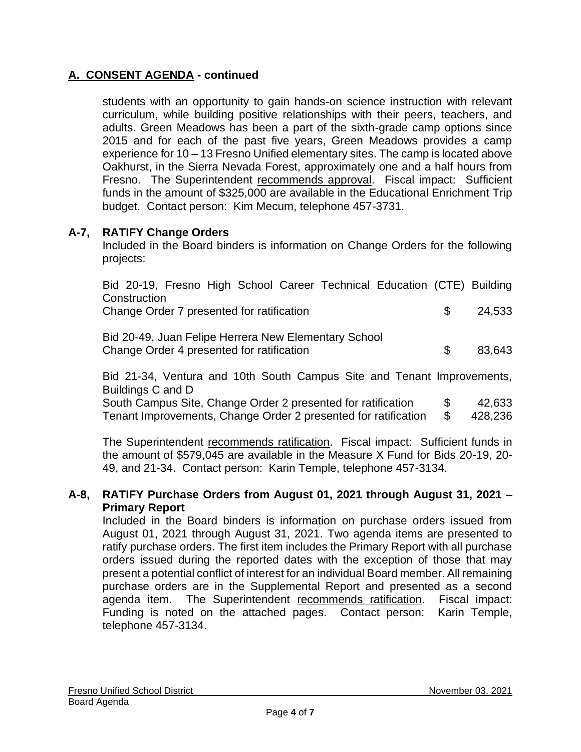## A. CONSENT AGENDA - continued

students with an opportunity to gain hands-on science instruction with relevant curriculum, while building positive relationships with their peers, teachers, and adults. Green Meadows has been a part of the sixth-grade camp options since 2015 and for each of the past five years, Green Meadows provides a camp experience for 10 – 13 Fresno Unified elementary sites. The camp is located above Oakhurst, in the Sierra Nevada Forest, approximately one and a half hours from Fresno. The Superintendent recommends approval. Fiscal impact: Sufficient funds in the amount of $325,000 are available in the Educational Enrichment Trip budget. Contact person: Kim Mecum, telephone 457-3731.

### A-7, RATIFY Change Orders

Included in the Board binders is information on Change Orders for the following projects:

Bid 20-19, Fresno High School Career Technical Education (CTE) Building Construction
Change Order 7 presented for ratification $ 24,533

Bid 20-49, Juan Felipe Herrera New Elementary School
Change Order 4 presented for ratification $ 83,643

Bid 21-34, Ventura and 10th South Campus Site and Tenant Improvements, Buildings C and D
South Campus Site, Change Order 2 presented for ratification $ 42,633
Tenant Improvements, Change Order 2 presented for ratification $ 428,236

The Superintendent recommends ratification. Fiscal impact: Sufficient funds in the amount of $579,045 are available in the Measure X Fund for Bids 20-19, 20-49, and 21-34. Contact person: Karin Temple, telephone 457-3134.

### A-8, RATIFY Purchase Orders from August 01, 2021 through August 31, 2021 – Primary Report

Included in the Board binders is information on purchase orders issued from August 01, 2021 through August 31, 2021. Two agenda items are presented to ratify purchase orders. The first item includes the Primary Report with all purchase orders issued during the reported dates with the exception of those that may present a potential conflict of interest for an individual Board member. All remaining purchase orders are in the Supplemental Report and presented as a second agenda item. The Superintendent recommends ratification. Fiscal impact: Funding is noted on the attached pages. Contact person: Karin Temple, telephone 457-3134.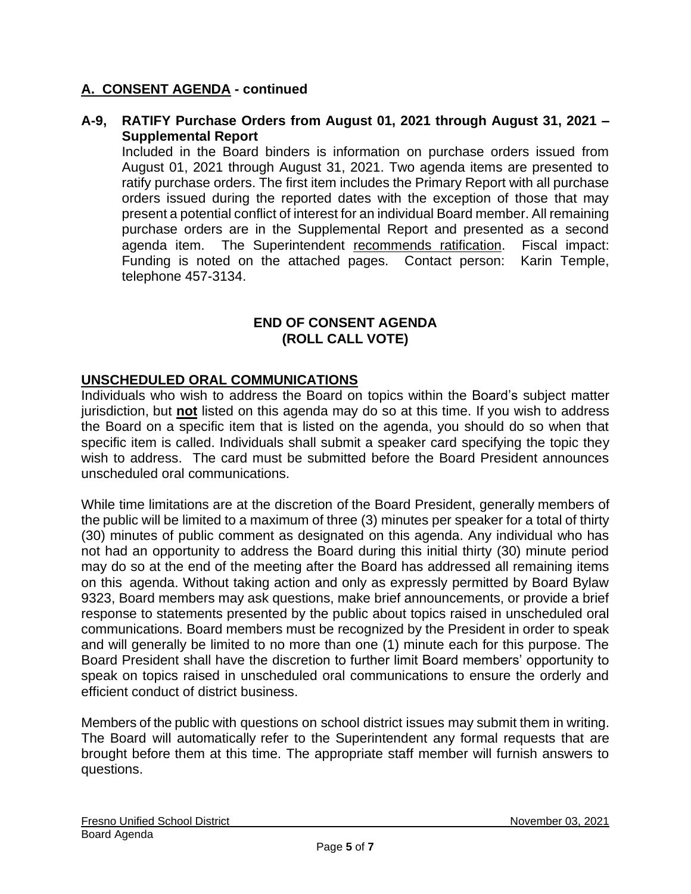## A. CONSENT AGENDA - continued

**A-9, RATIFY Purchase Orders from August 01, 2021 through August 31, 2021 – Supplemental Report**

Included in the Board binders is information on purchase orders issued from August 01, 2021 through August 31, 2021. Two agenda items are presented to ratify purchase orders. The first item includes the Primary Report with all purchase orders issued during the reported dates with the exception of those that may present a potential conflict of interest for an individual Board member. All remaining purchase orders are in the Supplemental Report and presented as a second agenda item. The Superintendent recommends ratification. Fiscal impact: Funding is noted on the attached pages. Contact person: Karin Temple, telephone 457-3134.

**END OF CONSENT AGENDA**
**(ROLL CALL VOTE)**

## UNSCHEDULED ORAL COMMUNICATIONS

Individuals who wish to address the Board on topics within the Board's subject matter jurisdiction, but **not** listed on this agenda may do so at this time. If you wish to address the Board on a specific item that is listed on the agenda, you should do so when that specific item is called. Individuals shall submit a speaker card specifying the topic they wish to address. The card must be submitted before the Board President announces unscheduled oral communications.

While time limitations are at the discretion of the Board President, generally members of the public will be limited to a maximum of three (3) minutes per speaker for a total of thirty (30) minutes of public comment as designated on this agenda. Any individual who has not had an opportunity to address the Board during this initial thirty (30) minute period may do so at the end of the meeting after the Board has addressed all remaining items on this agenda. Without taking action and only as expressly permitted by Board Bylaw 9323, Board members may ask questions, make brief announcements, or provide a brief response to statements presented by the public about topics raised in unscheduled oral communications. Board members must be recognized by the President in order to speak and will generally be limited to no more than one (1) minute each for this purpose. The Board President shall have the discretion to further limit Board members' opportunity to speak on topics raised in unscheduled oral communications to ensure the orderly and efficient conduct of district business.

Members of the public with questions on school district issues may submit them in writing. The Board will automatically refer to the Superintendent any formal requests that are brought before them at this time. The appropriate staff member will furnish answers to questions.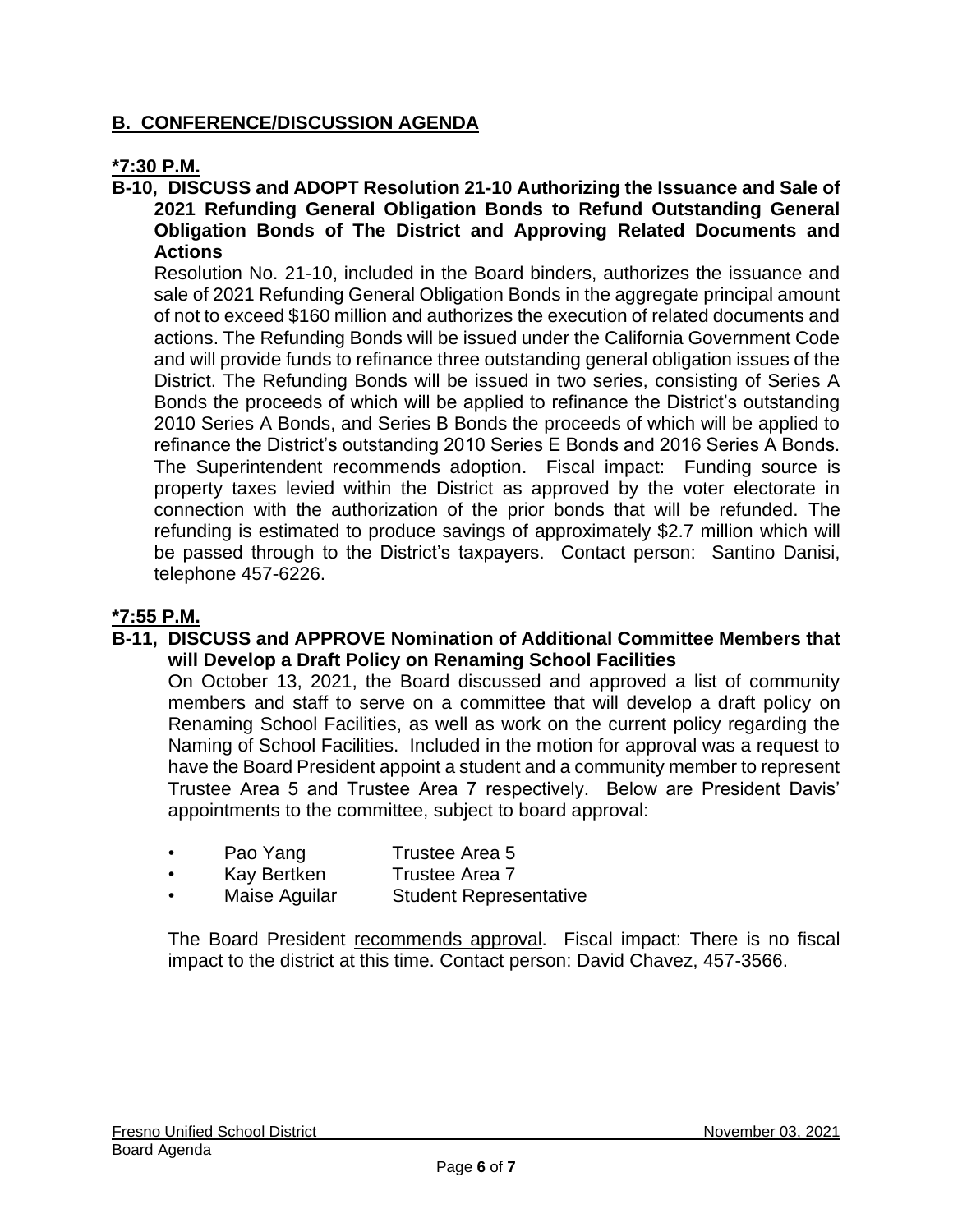## B. CONFERENCE/DISCUSSION AGENDA

**\*7:30 P.M.**

**B-10, DISCUSS and ADOPT Resolution 21-10 Authorizing the Issuance and Sale of 2021 Refunding General Obligation Bonds to Refund Outstanding General Obligation Bonds of The District and Approving Related Documents and Actions**

Resolution No. 21-10, included in the Board binders, authorizes the issuance and sale of 2021 Refunding General Obligation Bonds in the aggregate principal amount of not to exceed $160 million and authorizes the execution of related documents and actions. The Refunding Bonds will be issued under the California Government Code and will provide funds to refinance three outstanding general obligation issues of the District. The Refunding Bonds will be issued in two series, consisting of Series A Bonds the proceeds of which will be applied to refinance the District's outstanding 2010 Series A Bonds, and Series B Bonds the proceeds of which will be applied to refinance the District's outstanding 2010 Series E Bonds and 2016 Series A Bonds. The Superintendent recommends adoption. Fiscal impact: Funding source is property taxes levied within the District as approved by the voter electorate in connection with the authorization of the prior bonds that will be refunded. The refunding is estimated to produce savings of approximately $2.7 million which will be passed through to the District's taxpayers. Contact person: Santino Danisi, telephone 457-6226.

**\*7:55 P.M.**

**B-11, DISCUSS and APPROVE Nomination of Additional Committee Members that will Develop a Draft Policy on Renaming School Facilities**

On October 13, 2021, the Board discussed and approved a list of community members and staff to serve on a committee that will develop a draft policy on Renaming School Facilities, as well as work on the current policy regarding the Naming of School Facilities. Included in the motion for approval was a request to have the Board President appoint a student and a community member to represent Trustee Area 5 and Trustee Area 7 respectively. Below are President Davis' appointments to the committee, subject to board approval:

- Pao Yang — Trustee Area 5
- Kay Bertken — Trustee Area 7
- Maise Aguilar — Student Representative

The Board President recommends approval. Fiscal impact: There is no fiscal impact to the district at this time. Contact person: David Chavez, 457-3566.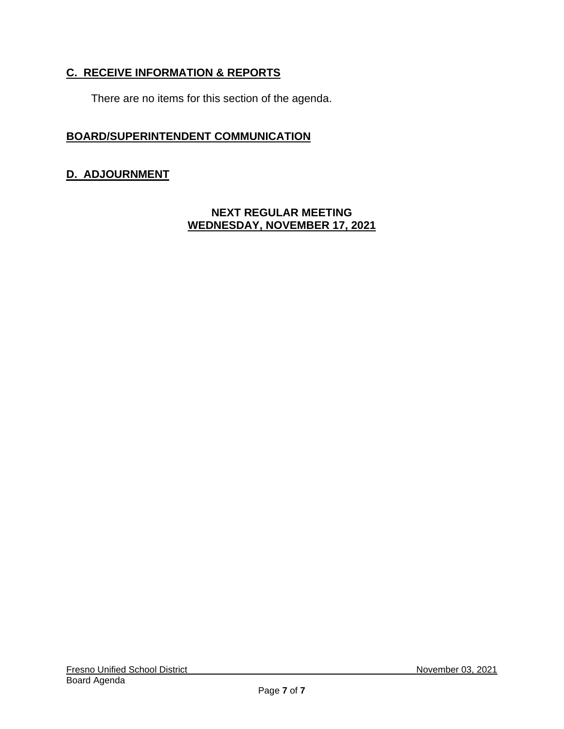## C. RECEIVE INFORMATION & REPORTS

There are no items for this section of the agenda.

## BOARD/SUPERINTENDENT COMMUNICATION

## D. ADJOURNMENT

**NEXT REGULAR MEETING**
**WEDNESDAY, NOVEMBER 17, 2021**